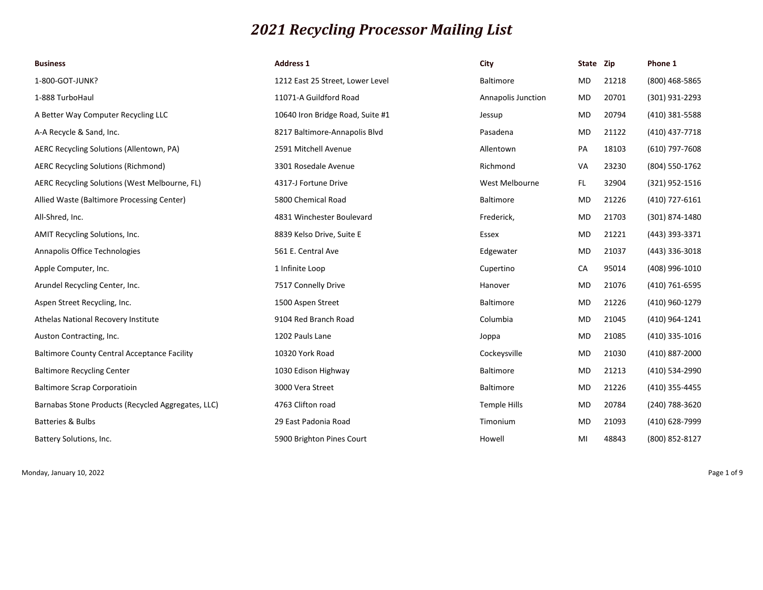# *2021 Recycling Processor Mailing List*

| Business | Address 1 | City | State | Zip | Phone 1 |
|---|---|---|---|---|---|
| 1-800-GOT-JUNK? | 1212 East 25 Street, Lower Level | Baltimore | MD | 21218 | (800) 468-5865 |
| 1-888 TurboHaul | 11071-A Guildford Road | Annapolis Junction | MD | 20701 | (301) 931-2293 |
| A Better Way Computer Recycling LLC | 10640 Iron Bridge Road, Suite #1 | Jessup | MD | 20794 | (410) 381-5588 |
| A-A Recycle & Sand, Inc. | 8217 Baltimore-Annapolis Blvd | Pasadena | MD | 21122 | (410) 437-7718 |
| AERC Recycling Solutions (Allentown, PA) | 2591 Mitchell Avenue | Allentown | PA | 18103 | (610) 797-7608 |
| AERC Recycling Solutions (Richmond) | 3301 Rosedale Avenue | Richmond | VA | 23230 | (804) 550-1762 |
| AERC Recycling Solutions (West Melbourne, FL) | 4317-J Fortune Drive | West Melbourne | FL | 32904 | (321) 952-1516 |
| Allied Waste (Baltimore Processing Center) | 5800 Chemical Road | Baltimore | MD | 21226 | (410) 727-6161 |
| All-Shred, Inc. | 4831 Winchester Boulevard | Frederick, | MD | 21703 | (301) 874-1480 |
| AMIT Recycling Solutions, Inc. | 8839 Kelso Drive, Suite E | Essex | MD | 21221 | (443) 393-3371 |
| Annapolis Office Technologies | 561 E. Central Ave | Edgewater | MD | 21037 | (443) 336-3018 |
| Apple Computer, Inc. | 1 Infinite Loop | Cupertino | CA | 95014 | (408) 996-1010 |
| Arundel Recycling Center, Inc. | 7517 Connelly Drive | Hanover | MD | 21076 | (410) 761-6595 |
| Aspen Street Recycling, Inc. | 1500 Aspen Street | Baltimore | MD | 21226 | (410) 960-1279 |
| Athelas National Recovery Institute | 9104 Red Branch Road | Columbia | MD | 21045 | (410) 964-1241 |
| Auston Contracting, Inc. | 1202 Pauls Lane | Joppa | MD | 21085 | (410) 335-1016 |
| Baltimore County Central Acceptance Facility | 10320 York Road | Cockeysville | MD | 21030 | (410) 887-2000 |
| Baltimore Recycling Center | 1030 Edison Highway | Baltimore | MD | 21213 | (410) 534-2990 |
| Baltimore Scrap Corporatioin | 3000 Vera Street | Baltimore | MD | 21226 | (410) 355-4455 |
| Barnabas Stone Products (Recycled Aggregates, LLC) | 4763 Clifton road | Temple Hills | MD | 20784 | (240) 788-3620 |
| Batteries & Bulbs | 29 East Padonia Road | Timonium | MD | 21093 | (410) 628-7999 |
| Battery Solutions, Inc. | 5900 Brighton Pines Court | Howell | MI | 48843 | (800) 852-8127 |

Monday, January 10, 2022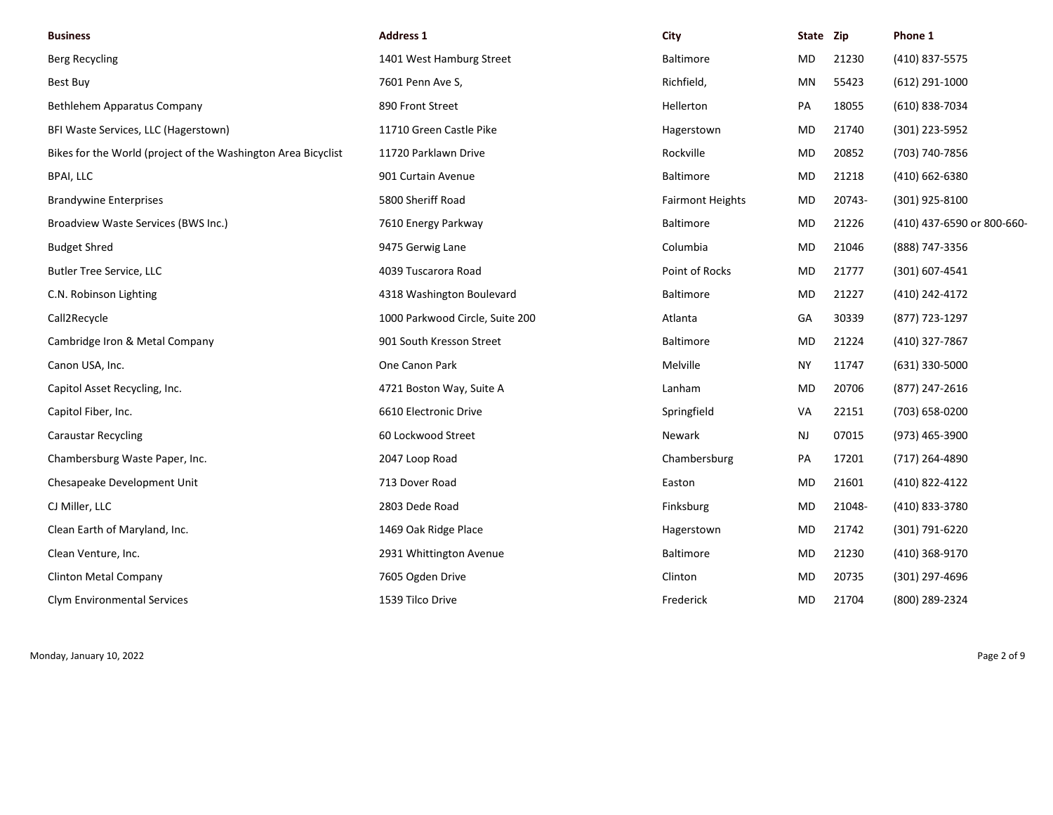| Business | Address 1 | City | State | Zip | Phone 1 |
|---|---|---|---|---|---|
| Berg Recycling | 1401 West Hamburg Street | Baltimore | MD | 21230 | (410) 837-5575 |
| Best Buy | 7601 Penn Ave S, | Richfield, | MN | 55423 | (612) 291-1000 |
| Bethlehem Apparatus Company | 890 Front Street | Hellerton | PA | 18055 | (610) 838-7034 |
| BFI Waste Services, LLC (Hagerstown) | 11710 Green Castle Pike | Hagerstown | MD | 21740 | (301) 223-5952 |
| Bikes for the World (project of the Washington Area Bicyclist | 11720 Parklawn Drive | Rockville | MD | 20852 | (703) 740-7856 |
| BPAI, LLC | 901 Curtain Avenue | Baltimore | MD | 21218 | (410) 662-6380 |
| Brandywine Enterprises | 5800 Sheriff Road | Fairmont Heights | MD | 20743- | (301) 925-8100 |
| Broadview Waste Services (BWS Inc.) | 7610 Energy Parkway | Baltimore | MD | 21226 | (410) 437-6590 or 800-660- |
| Budget Shred | 9475 Gerwig Lane | Columbia | MD | 21046 | (888) 747-3356 |
| Butler Tree Service, LLC | 4039 Tuscarora Road | Point of Rocks | MD | 21777 | (301) 607-4541 |
| C.N. Robinson Lighting | 4318 Washington Boulevard | Baltimore | MD | 21227 | (410) 242-4172 |
| Call2Recycle | 1000 Parkwood Circle, Suite 200 | Atlanta | GA | 30339 | (877) 723-1297 |
| Cambridge Iron & Metal Company | 901 South Kresson Street | Baltimore | MD | 21224 | (410) 327-7867 |
| Canon USA, Inc. | One Canon Park | Melville | NY | 11747 | (631) 330-5000 |
| Capitol Asset Recycling, Inc. | 4721 Boston Way, Suite A | Lanham | MD | 20706 | (877) 247-2616 |
| Capitol Fiber, Inc. | 6610 Electronic Drive | Springfield | VA | 22151 | (703) 658-0200 |
| Caraustar Recycling | 60 Lockwood Street | Newark | NJ | 07015 | (973) 465-3900 |
| Chambersburg Waste Paper, Inc. | 2047 Loop Road | Chambersburg | PA | 17201 | (717) 264-4890 |
| Chesapeake Development Unit | 713 Dover Road | Easton | MD | 21601 | (410) 822-4122 |
| CJ Miller, LLC | 2803 Dede Road | Finksburg | MD | 21048- | (410) 833-3780 |
| Clean Earth of Maryland, Inc. | 1469 Oak Ridge Place | Hagerstown | MD | 21742 | (301) 791-6220 |
| Clean Venture, Inc. | 2931 Whittington Avenue | Baltimore | MD | 21230 | (410) 368-9170 |
| Clinton Metal Company | 7605 Ogden Drive | Clinton | MD | 20735 | (301) 297-4696 |
| Clym Environmental Services | 1539 Tilco Drive | Frederick | MD | 21704 | (800) 289-2324 |

Monday, January 10, 2022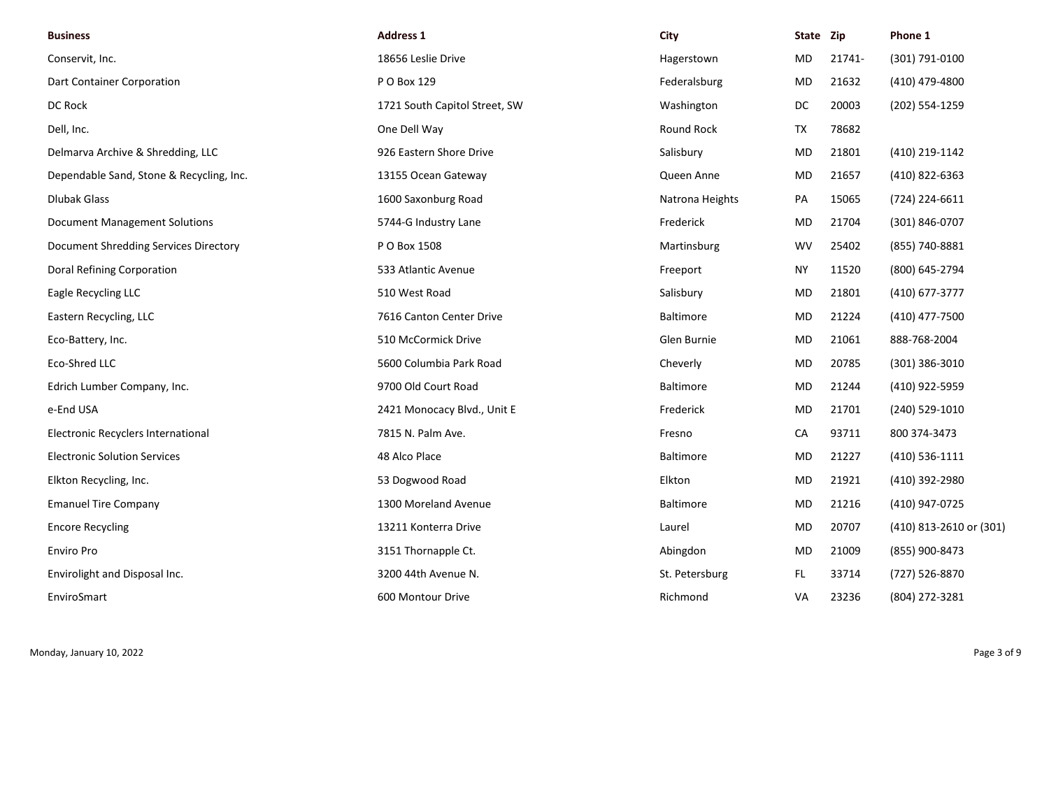| Business | Address 1 | City | State | Zip | Phone 1 |
| --- | --- | --- | --- | --- | --- |
| Conservit, Inc. | 18656 Leslie Drive | Hagerstown | MD | 21741- | (301) 791-0100 |
| Dart Container Corporation | P O Box 129 | Federalsburg | MD | 21632 | (410) 479-4800 |
| DC Rock | 1721 South Capitol Street, SW | Washington | DC | 20003 | (202) 554-1259 |
| Dell, Inc. | One Dell Way | Round Rock | TX | 78682 | |
| Delmarva Archive & Shredding, LLC | 926 Eastern Shore Drive | Salisbury | MD | 21801 | (410) 219-1142 |
| Dependable Sand, Stone & Recycling, Inc. | 13155 Ocean Gateway | Queen Anne | MD | 21657 | (410) 822-6363 |
| Dlubak Glass | 1600 Saxonburg Road | Natrona Heights | PA | 15065 | (724) 224-6611 |
| Document Management Solutions | 5744-G Industry Lane | Frederick | MD | 21704 | (301) 846-0707 |
| Document Shredding Services Directory | P O Box 1508 | Martinsburg | WV | 25402 | (855) 740-8881 |
| Doral Refining Corporation | 533 Atlantic Avenue | Freeport | NY | 11520 | (800) 645-2794 |
| Eagle Recycling LLC | 510 West Road | Salisbury | MD | 21801 | (410) 677-3777 |
| Eastern Recycling, LLC | 7616 Canton Center Drive | Baltimore | MD | 21224 | (410) 477-7500 |
| Eco-Battery, Inc. | 510 McCormick Drive | Glen Burnie | MD | 21061 | 888-768-2004 |
| Eco-Shred LLC | 5600 Columbia Park Road | Cheverly | MD | 20785 | (301) 386-3010 |
| Edrich Lumber Company, Inc. | 9700 Old Court Road | Baltimore | MD | 21244 | (410) 922-5959 |
| e-End USA | 2421 Monocacy Blvd., Unit E | Frederick | MD | 21701 | (240) 529-1010 |
| Electronic Recyclers International | 7815 N. Palm Ave. | Fresno | CA | 93711 | 800 374-3473 |
| Electronic Solution Services | 48 Alco Place | Baltimore | MD | 21227 | (410) 536-1111 |
| Elkton Recycling, Inc. | 53 Dogwood Road | Elkton | MD | 21921 | (410) 392-2980 |
| Emanuel Tire Company | 1300 Moreland Avenue | Baltimore | MD | 21216 | (410) 947-0725 |
| Encore Recycling | 13211 Konterra Drive | Laurel | MD | 20707 | (410) 813-2610 or (301) |
| Enviro Pro | 3151 Thornapple Ct. | Abingdon | MD | 21009 | (855) 900-8473 |
| Envirolight and Disposal Inc. | 3200 44th Avenue N. | St. Petersburg | FL | 33714 | (727) 526-8870 |
| EnviroSmart | 600 Montour Drive | Richmond | VA | 23236 | (804) 272-3281 |

Monday, January 10, 2022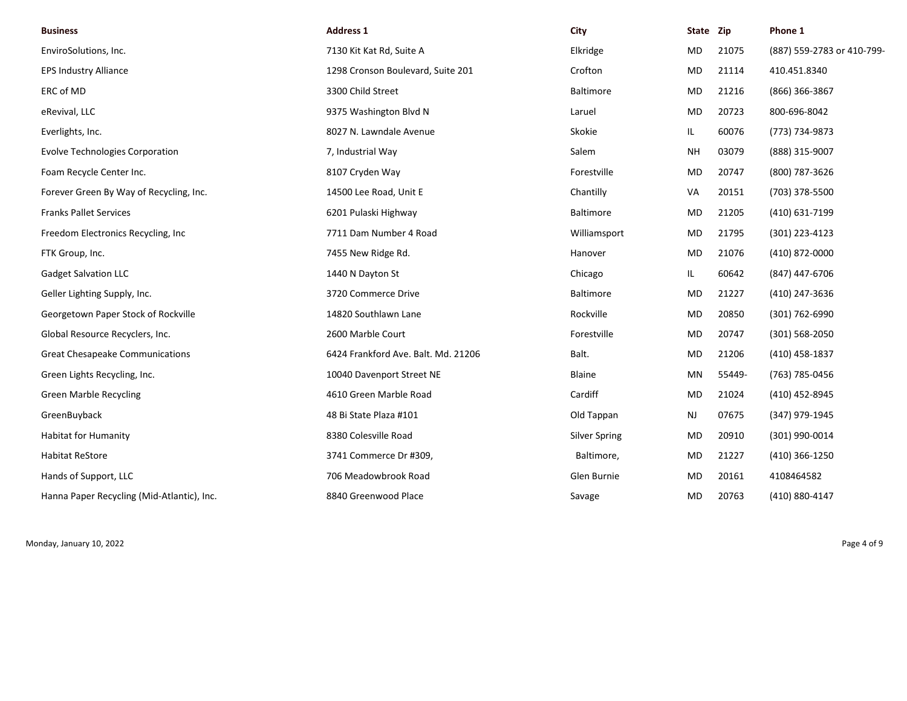| Business | Address 1 | City | State | Zip | Phone 1 |
| --- | --- | --- | --- | --- | --- |
| EnviroSolutions, Inc. | 7130 Kit Kat Rd, Suite A | Elkridge | MD | 21075 | (887) 559-2783 or 410-799- |
| EPS Industry Alliance | 1298 Cronson Boulevard, Suite 201 | Crofton | MD | 21114 | 410.451.8340 |
| ERC of MD | 3300 Child Street | Baltimore | MD | 21216 | (866) 366-3867 |
| eRevival, LLC | 9375 Washington Blvd N | Laruel | MD | 20723 | 800-696-8042 |
| Everlights, Inc. | 8027 N. Lawndale Avenue | Skokie | IL | 60076 | (773) 734-9873 |
| Evolve Technologies Corporation | 7, Industrial Way | Salem | NH | 03079 | (888) 315-9007 |
| Foam Recycle Center Inc. | 8107 Cryden Way | Forestville | MD | 20747 | (800) 787-3626 |
| Forever Green By Way of Recycling, Inc. | 14500 Lee Road, Unit E | Chantilly | VA | 20151 | (703) 378-5500 |
| Franks Pallet Services | 6201 Pulaski Highway | Baltimore | MD | 21205 | (410) 631-7199 |
| Freedom Electronics Recycling, Inc | 7711 Dam Number 4 Road | Williamsport | MD | 21795 | (301) 223-4123 |
| FTK Group, Inc. | 7455 New Ridge Rd. | Hanover | MD | 21076 | (410) 872-0000 |
| Gadget Salvation LLC | 1440 N Dayton St | Chicago | IL | 60642 | (847) 447-6706 |
| Geller Lighting Supply, Inc. | 3720 Commerce Drive | Baltimore | MD | 21227 | (410) 247-3636 |
| Georgetown Paper Stock of Rockville | 14820 Southlawn Lane | Rockville | MD | 20850 | (301) 762-6990 |
| Global Resource Recyclers, Inc. | 2600 Marble Court | Forestville | MD | 20747 | (301) 568-2050 |
| Great Chesapeake Communications | 6424 Frankford Ave. Balt. Md. 21206 | Balt. | MD | 21206 | (410) 458-1837 |
| Green Lights Recycling, Inc. | 10040 Davenport Street NE | Blaine | MN | 55449- | (763) 785-0456 |
| Green Marble Recycling | 4610 Green Marble Road | Cardiff | MD | 21024 | (410) 452-8945 |
| GreenBuyback | 48 Bi State Plaza #101 | Old Tappan | NJ | 07675 | (347) 979-1945 |
| Habitat for Humanity | 8380 Colesville Road | Silver Spring | MD | 20910 | (301) 990-0014 |
| Habitat ReStore | 3741 Commerce Dr #309, | Baltimore, | MD | 21227 | (410) 366-1250 |
| Hands of Support, LLC | 706 Meadowbrook Road | Glen Burnie | MD | 20161 | 4108464582 |
| Hanna Paper Recycling (Mid-Atlantic), Inc. | 8840 Greenwood Place | Savage | MD | 20763 | (410) 880-4147 |

Monday, January 10, 2022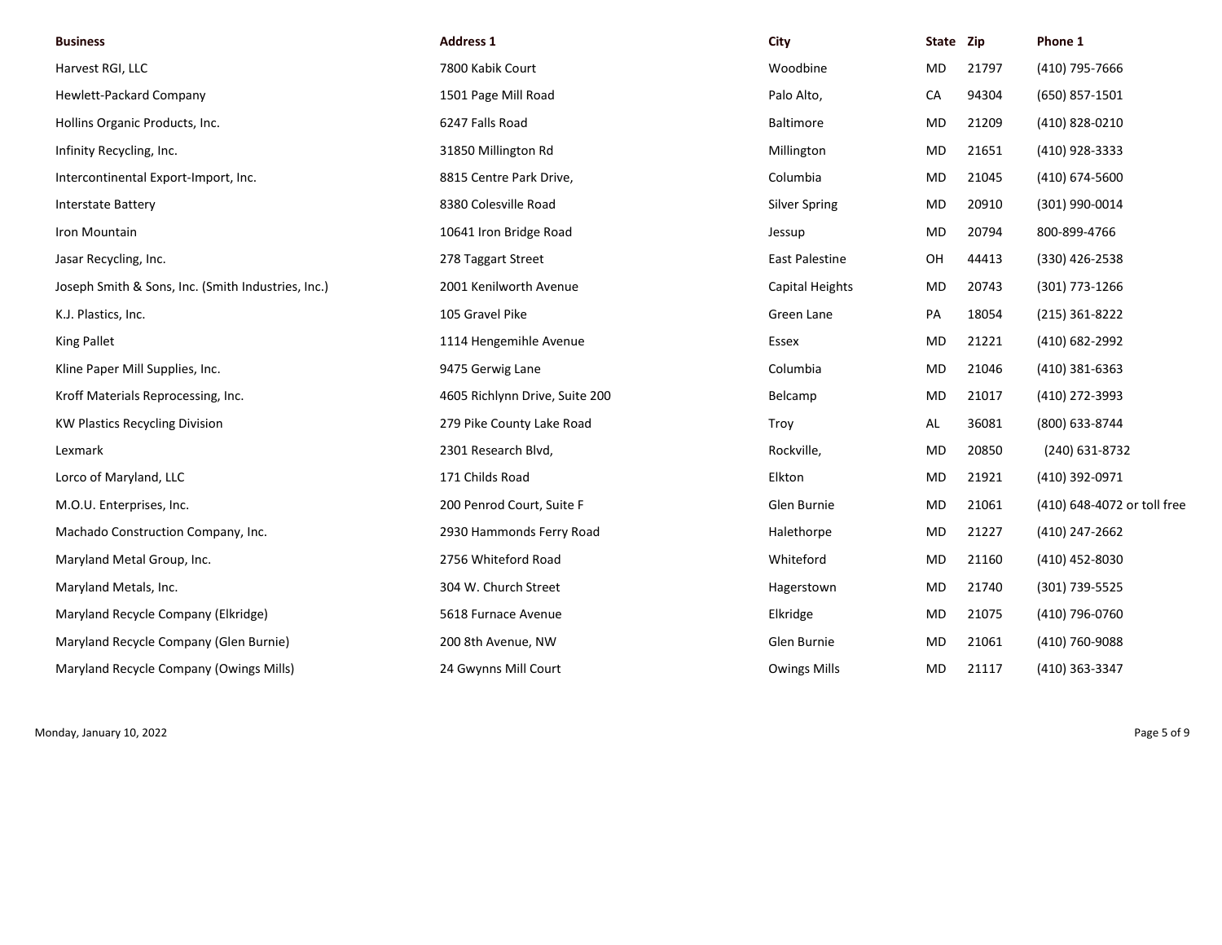| Business | Address 1 | City | State | Zip | Phone 1 |
|---|---|---|---|---|---|
| Harvest RGI, LLC | 7800 Kabik Court | Woodbine | MD | 21797 | (410) 795-7666 |
| Hewlett-Packard Company | 1501 Page Mill Road | Palo Alto, | CA | 94304 | (650) 857-1501 |
| Hollins Organic Products, Inc. | 6247 Falls Road | Baltimore | MD | 21209 | (410) 828-0210 |
| Infinity Recycling, Inc. | 31850 Millington Rd | Millington | MD | 21651 | (410) 928-3333 |
| Intercontinental Export-Import, Inc. | 8815 Centre Park Drive, | Columbia | MD | 21045 | (410) 674-5600 |
| Interstate Battery | 8380 Colesville Road | Silver Spring | MD | 20910 | (301) 990-0014 |
| Iron Mountain | 10641 Iron Bridge Road | Jessup | MD | 20794 | 800-899-4766 |
| Jasar Recycling, Inc. | 278 Taggart Street | East Palestine | OH | 44413 | (330) 426-2538 |
| Joseph Smith & Sons, Inc. (Smith Industries, Inc.) | 2001 Kenilworth Avenue | Capital Heights | MD | 20743 | (301) 773-1266 |
| K.J. Plastics, Inc. | 105 Gravel Pike | Green Lane | PA | 18054 | (215) 361-8222 |
| King Pallet | 1114 Hengemihle Avenue | Essex | MD | 21221 | (410) 682-2992 |
| Kline Paper Mill Supplies, Inc. | 9475 Gerwig Lane | Columbia | MD | 21046 | (410) 381-6363 |
| Kroff Materials Reprocessing, Inc. | 4605 Richlynn Drive, Suite 200 | Belcamp | MD | 21017 | (410) 272-3993 |
| KW Plastics Recycling Division | 279 Pike County Lake Road | Troy | AL | 36081 | (800) 633-8744 |
| Lexmark | 2301 Research Blvd, | Rockville, | MD | 20850 | (240) 631-8732 |
| Lorco of Maryland, LLC | 171 Childs Road | Elkton | MD | 21921 | (410) 392-0971 |
| M.O.U. Enterprises, Inc. | 200 Penrod Court, Suite F | Glen Burnie | MD | 21061 | (410) 648-4072 or toll free |
| Machado Construction Company, Inc. | 2930 Hammonds Ferry Road | Halethorpe | MD | 21227 | (410) 247-2662 |
| Maryland Metal Group, Inc. | 2756 Whiteford Road | Whiteford | MD | 21160 | (410) 452-8030 |
| Maryland Metals, Inc. | 304 W. Church Street | Hagerstown | MD | 21740 | (301) 739-5525 |
| Maryland Recycle Company (Elkridge) | 5618 Furnace Avenue | Elkridge | MD | 21075 | (410) 796-0760 |
| Maryland Recycle Company (Glen Burnie) | 200 8th Avenue, NW | Glen Burnie | MD | 21061 | (410) 760-9088 |
| Maryland Recycle Company (Owings Mills) | 24 Gwynns Mill Court | Owings Mills | MD | 21117 | (410) 363-3347 |

Monday, January 10, 2022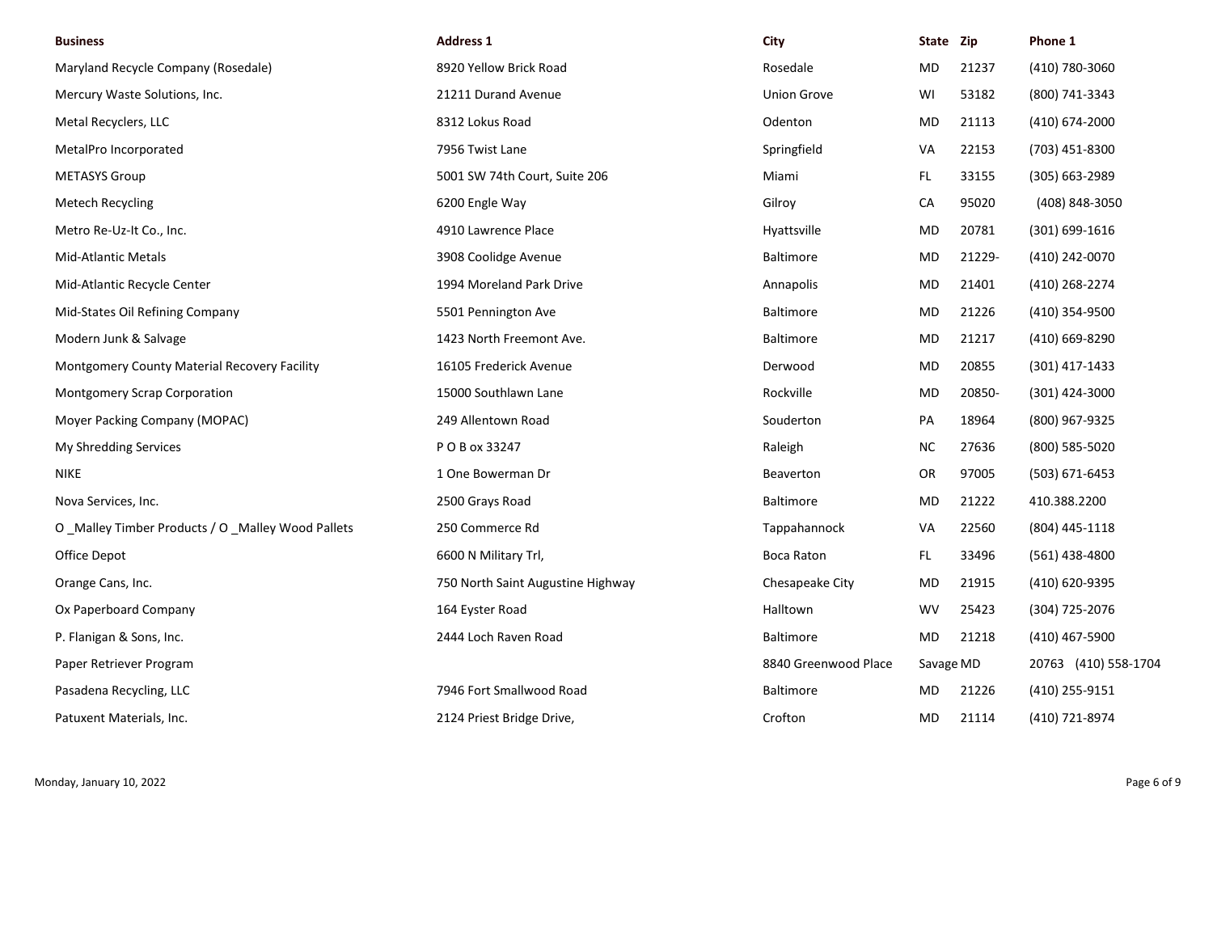| Business | Address 1 | City | State | Zip | Phone 1 |
|---|---|---|---|---|---|
| Maryland Recycle Company (Rosedale) | 8920 Yellow Brick Road | Rosedale | MD | 21237 | (410) 780-3060 |
| Mercury Waste Solutions, Inc. | 21211 Durand Avenue | Union Grove | WI | 53182 | (800) 741-3343 |
| Metal Recyclers, LLC | 8312 Lokus Road | Odenton | MD | 21113 | (410) 674-2000 |
| MetalPro Incorporated | 7956 Twist Lane | Springfield | VA | 22153 | (703) 451-8300 |
| METASYS Group | 5001 SW 74th Court, Suite 206 | Miami | FL | 33155 | (305) 663-2989 |
| Metech Recycling | 6200 Engle Way | Gilroy | CA | 95020 | (408) 848-3050 |
| Metro Re-Uz-It Co., Inc. | 4910 Lawrence Place | Hyattsville | MD | 20781 | (301) 699-1616 |
| Mid-Atlantic Metals | 3908 Coolidge Avenue | Baltimore | MD | 21229- | (410) 242-0070 |
| Mid-Atlantic Recycle Center | 1994 Moreland Park Drive | Annapolis | MD | 21401 | (410) 268-2274 |
| Mid-States Oil Refining Company | 5501 Pennington Ave | Baltimore | MD | 21226 | (410) 354-9500 |
| Modern Junk & Salvage | 1423 North Freemont Ave. | Baltimore | MD | 21217 | (410) 669-8290 |
| Montgomery County Material Recovery Facility | 16105 Frederick Avenue | Derwood | MD | 20855 | (301) 417-1433 |
| Montgomery Scrap Corporation | 15000 Southlawn Lane | Rockville | MD | 20850- | (301) 424-3000 |
| Moyer Packing Company (MOPAC) | 249 Allentown Road | Souderton | PA | 18964 | (800) 967-9325 |
| My Shredding Services | P O B ox 33247 | Raleigh | NC | 27636 | (800) 585-5020 |
| NIKE | 1 One Bowerman Dr | Beaverton | OR | 97005 | (503) 671-6453 |
| Nova Services, Inc. | 2500 Grays Road | Baltimore | MD | 21222 | 410.388.2200 |
| O _Malley Timber Products / O _Malley Wood Pallets | 250 Commerce Rd | Tappahannock | VA | 22560 | (804) 445-1118 |
| Office Depot | 6600 N Military Trl, | Boca Raton | FL | 33496 | (561) 438-4800 |
| Orange Cans, Inc. | 750 North Saint Augustine Highway | Chesapeake City | MD | 21915 | (410) 620-9395 |
| Ox Paperboard Company | 164 Eyster Road | Halltown | WV | 25423 | (304) 725-2076 |
| P. Flanigan & Sons, Inc. | 2444 Loch Raven Road | Baltimore | MD | 21218 | (410) 467-5900 |
| Paper Retriever Program | | 8840 Greenwood Place | Savage MD | | 20763 (410) 558-1704 |
| Pasadena Recycling, LLC | 7946 Fort Smallwood Road | Baltimore | MD | 21226 | (410) 255-9151 |
| Patuxent Materials, Inc. | 2124 Priest Bridge Drive, | Crofton | MD | 21114 | (410) 721-8974 |

Monday, January 10, 2022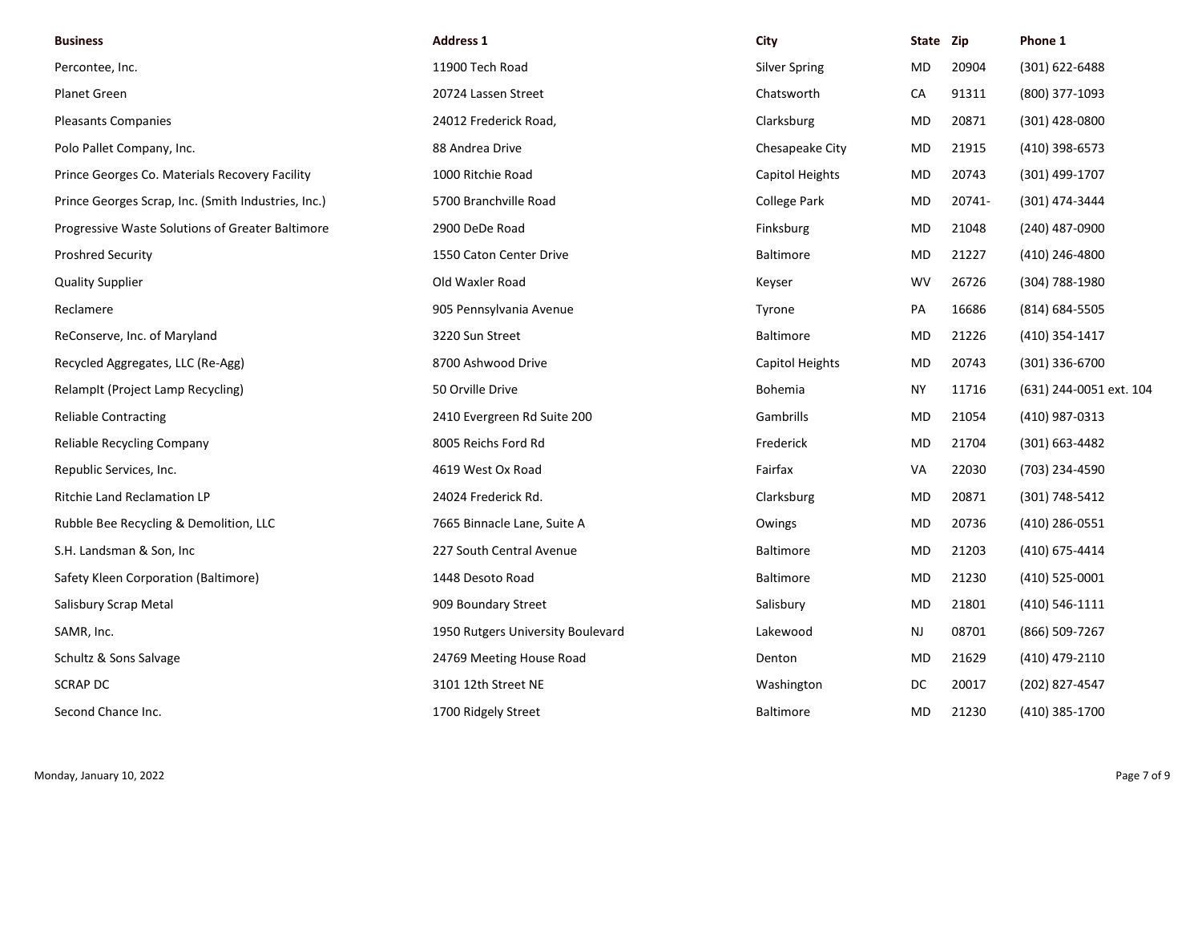| Business | Address 1 | City | State | Zip | Phone 1 |
| --- | --- | --- | --- | --- | --- |
| Percontee, Inc. | 11900 Tech Road | Silver Spring | MD | 20904 | (301) 622-6488 |
| Planet Green | 20724 Lassen Street | Chatsworth | CA | 91311 | (800) 377-1093 |
| Pleasants Companies | 24012 Frederick Road, | Clarksburg | MD | 20871 | (301) 428-0800 |
| Polo Pallet Company, Inc. | 88 Andrea Drive | Chesapeake City | MD | 21915 | (410) 398-6573 |
| Prince Georges Co. Materials Recovery Facility | 1000 Ritchie Road | Capitol Heights | MD | 20743 | (301) 499-1707 |
| Prince Georges Scrap, Inc. (Smith Industries, Inc.) | 5700 Branchville Road | College Park | MD | 20741- | (301) 474-3444 |
| Progressive Waste Solutions of Greater Baltimore | 2900 DeDe Road | Finksburg | MD | 21048 | (240) 487-0900 |
| Proshred Security | 1550 Caton Center Drive | Baltimore | MD | 21227 | (410) 246-4800 |
| Quality Supplier | Old Waxler Road | Keyser | WV | 26726 | (304) 788-1980 |
| Reclamere | 905 Pennsylvania Avenue | Tyrone | PA | 16686 | (814) 684-5505 |
| ReConserve, Inc. of Maryland | 3220 Sun Street | Baltimore | MD | 21226 | (410) 354-1417 |
| Recycled Aggregates, LLC (Re-Agg) | 8700 Ashwood Drive | Capitol Heights | MD | 20743 | (301) 336-6700 |
| RelampIt (Project Lamp Recycling) | 50 Orville Drive | Bohemia | NY | 11716 | (631) 244-0051 ext. 104 |
| Reliable Contracting | 2410 Evergreen Rd Suite 200 | Gambrills | MD | 21054 | (410) 987-0313 |
| Reliable Recycling Company | 8005 Reichs Ford Rd | Frederick | MD | 21704 | (301) 663-4482 |
| Republic Services, Inc. | 4619 West Ox Road | Fairfax | VA | 22030 | (703) 234-4590 |
| Ritchie Land Reclamation LP | 24024 Frederick Rd. | Clarksburg | MD | 20871 | (301) 748-5412 |
| Rubble Bee Recycling & Demolition, LLC | 7665 Binnacle Lane, Suite A | Owings | MD | 20736 | (410) 286-0551 |
| S.H. Landsman & Son, Inc | 227 South Central Avenue | Baltimore | MD | 21203 | (410) 675-4414 |
| Safety Kleen Corporation (Baltimore) | 1448 Desoto Road | Baltimore | MD | 21230 | (410) 525-0001 |
| Salisbury Scrap Metal | 909 Boundary Street | Salisbury | MD | 21801 | (410) 546-1111 |
| SAMR, Inc. | 1950 Rutgers University Boulevard | Lakewood | NJ | 08701 | (866) 509-7267 |
| Schultz & Sons Salvage | 24769 Meeting House Road | Denton | MD | 21629 | (410) 479-2110 |
| SCRAP DC | 3101 12th Street NE | Washington | DC | 20017 | (202) 827-4547 |
| Second Chance Inc. | 1700 Ridgely Street | Baltimore | MD | 21230 | (410) 385-1700 |

Monday, January 10, 2022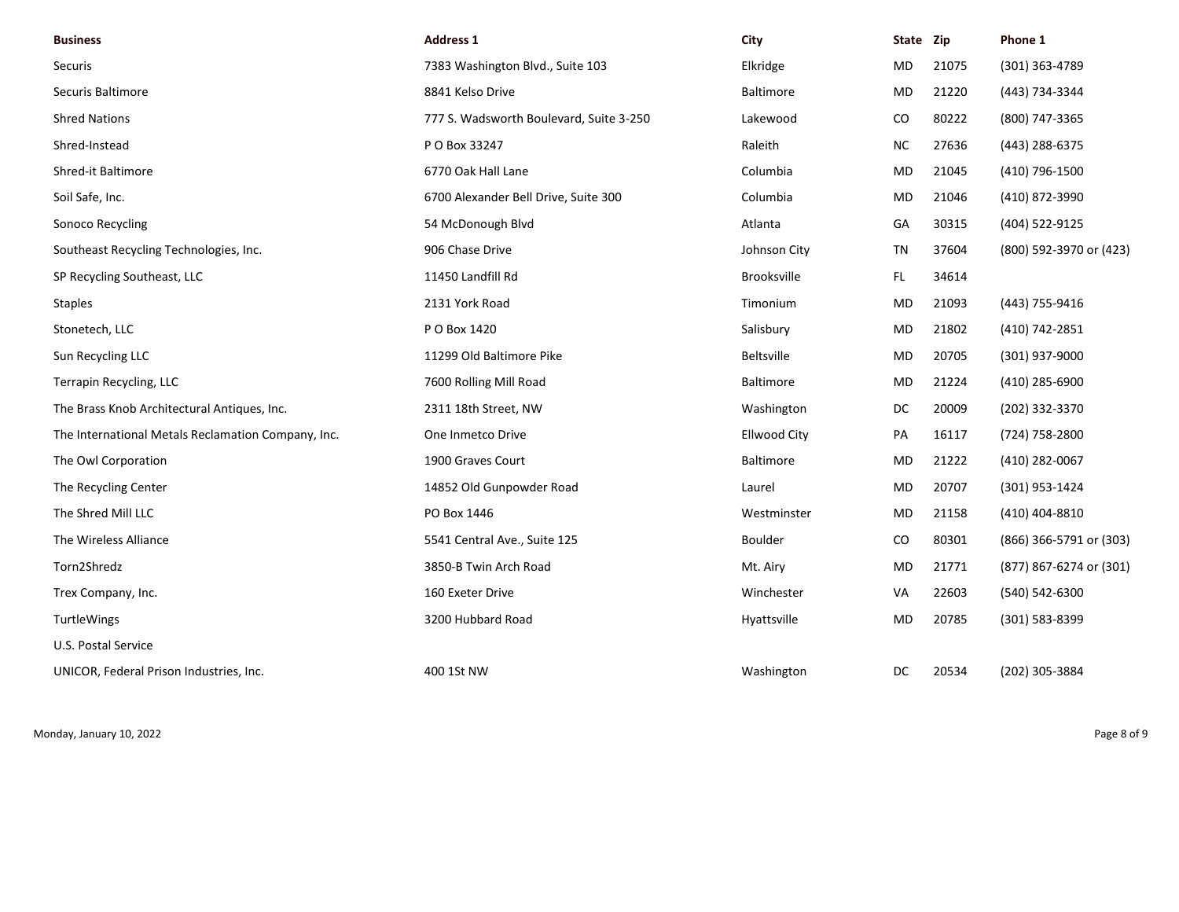| Business | Address 1 | City | State | Zip | Phone 1 |
|---|---|---|---|---|---|
| Securis | 7383 Washington Blvd., Suite 103 | Elkridge | MD | 21075 | (301) 363-4789 |
| Securis Baltimore | 8841 Kelso Drive | Baltimore | MD | 21220 | (443) 734-3344 |
| Shred Nations | 777 S. Wadsworth Boulevard, Suite 3-250 | Lakewood | CO | 80222 | (800) 747-3365 |
| Shred-Instead | P O Box 33247 | Raleith | NC | 27636 | (443) 288-6375 |
| Shred-it Baltimore | 6770 Oak Hall Lane | Columbia | MD | 21045 | (410) 796-1500 |
| Soil Safe, Inc. | 6700 Alexander Bell Drive, Suite 300 | Columbia | MD | 21046 | (410) 872-3990 |
| Sonoco Recycling | 54 McDonough Blvd | Atlanta | GA | 30315 | (404) 522-9125 |
| Southeast Recycling Technologies, Inc. | 906 Chase Drive | Johnson City | TN | 37604 | (800) 592-3970 or (423) |
| SP Recycling Southeast, LLC | 11450 Landfill Rd | Brooksville | FL | 34614 | |
| Staples | 2131 York Road | Timonium | MD | 21093 | (443) 755-9416 |
| Stonetech, LLC | P O Box 1420 | Salisbury | MD | 21802 | (410) 742-2851 |
| Sun Recycling LLC | 11299 Old Baltimore Pike | Beltsville | MD | 20705 | (301) 937-9000 |
| Terrapin Recycling, LLC | 7600 Rolling Mill Road | Baltimore | MD | 21224 | (410) 285-6900 |
| The Brass Knob Architectural Antiques, Inc. | 2311 18th Street, NW | Washington | DC | 20009 | (202) 332-3370 |
| The International Metals Reclamation Company, Inc. | One Inmetco Drive | Ellwood City | PA | 16117 | (724) 758-2800 |
| The Owl Corporation | 1900 Graves Court | Baltimore | MD | 21222 | (410) 282-0067 |
| The Recycling Center | 14852 Old Gunpowder Road | Laurel | MD | 20707 | (301) 953-1424 |
| The Shred Mill LLC | PO Box 1446 | Westminster | MD | 21158 | (410) 404-8810 |
| The Wireless Alliance | 5541 Central Ave., Suite 125 | Boulder | CO | 80301 | (866) 366-5791 or (303) |
| Torn2Shredz | 3850-B Twin Arch Road | Mt. Airy | MD | 21771 | (877) 867-6274 or (301) |
| Trex Company, Inc. | 160 Exeter Drive | Winchester | VA | 22603 | (540) 542-6300 |
| TurtleWings | 3200 Hubbard Road | Hyattsville | MD | 20785 | (301) 583-8399 |
| U.S. Postal Service | | | | | |
| UNICOR, Federal Prison Industries, Inc. | 400 1St NW | Washington | DC | 20534 | (202) 305-3884 |

Monday, January 10, 2022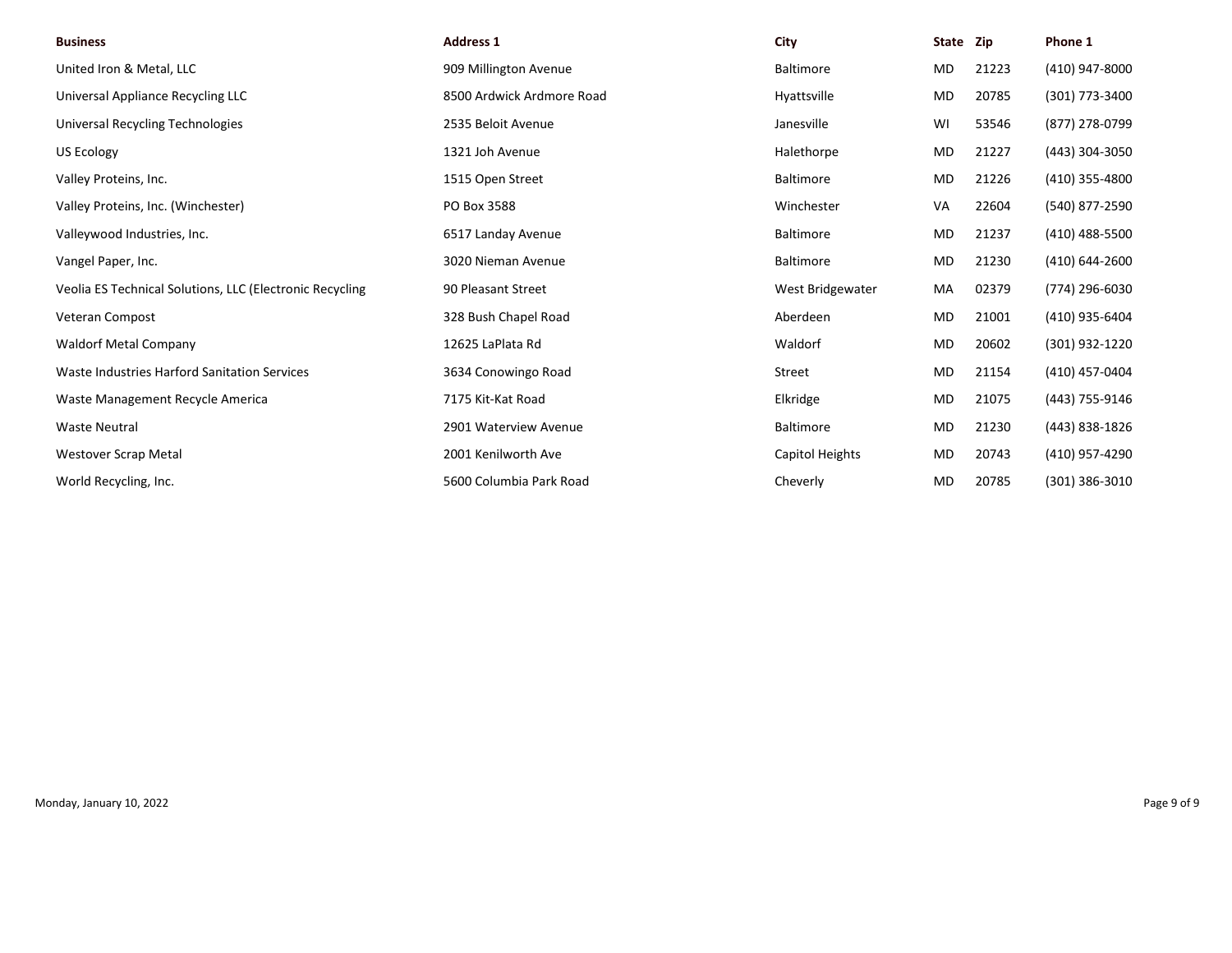| Business | Address 1 | City | State | Zip | Phone 1 |
| --- | --- | --- | --- | --- | --- |
| United Iron & Metal, LLC | 909 Millington Avenue | Baltimore | MD | 21223 | (410) 947-8000 |
| Universal Appliance Recycling LLC | 8500 Ardwick Ardmore Road | Hyattsville | MD | 20785 | (301) 773-3400 |
| Universal Recycling Technologies | 2535 Beloit Avenue | Janesville | WI | 53546 | (877) 278-0799 |
| US Ecology | 1321 Joh Avenue | Halethorpe | MD | 21227 | (443) 304-3050 |
| Valley Proteins, Inc. | 1515 Open Street | Baltimore | MD | 21226 | (410) 355-4800 |
| Valley Proteins, Inc. (Winchester) | PO Box 3588 | Winchester | VA | 22604 | (540) 877-2590 |
| Valleywood Industries, Inc. | 6517 Landay Avenue | Baltimore | MD | 21237 | (410) 488-5500 |
| Vangel Paper, Inc. | 3020 Nieman Avenue | Baltimore | MD | 21230 | (410) 644-2600 |
| Veolia ES Technical Solutions, LLC (Electronic Recycling | 90 Pleasant Street | West Bridgewater | MA | 02379 | (774) 296-6030 |
| Veteran Compost | 328 Bush Chapel Road | Aberdeen | MD | 21001 | (410) 935-6404 |
| Waldorf Metal Company | 12625 LaPlata Rd | Waldorf | MD | 20602 | (301) 932-1220 |
| Waste Industries Harford Sanitation Services | 3634 Conowingo Road | Street | MD | 21154 | (410) 457-0404 |
| Waste Management Recycle America | 7175 Kit-Kat Road | Elkridge | MD | 21075 | (443) 755-9146 |
| Waste Neutral | 2901 Waterview Avenue | Baltimore | MD | 21230 | (443) 838-1826 |
| Westover Scrap Metal | 2001 Kenilworth Ave | Capitol Heights | MD | 20743 | (410) 957-4290 |
| World Recycling, Inc. | 5600 Columbia Park Road | Cheverly | MD | 20785 | (301) 386-3010 |

Monday, January 10, 2022